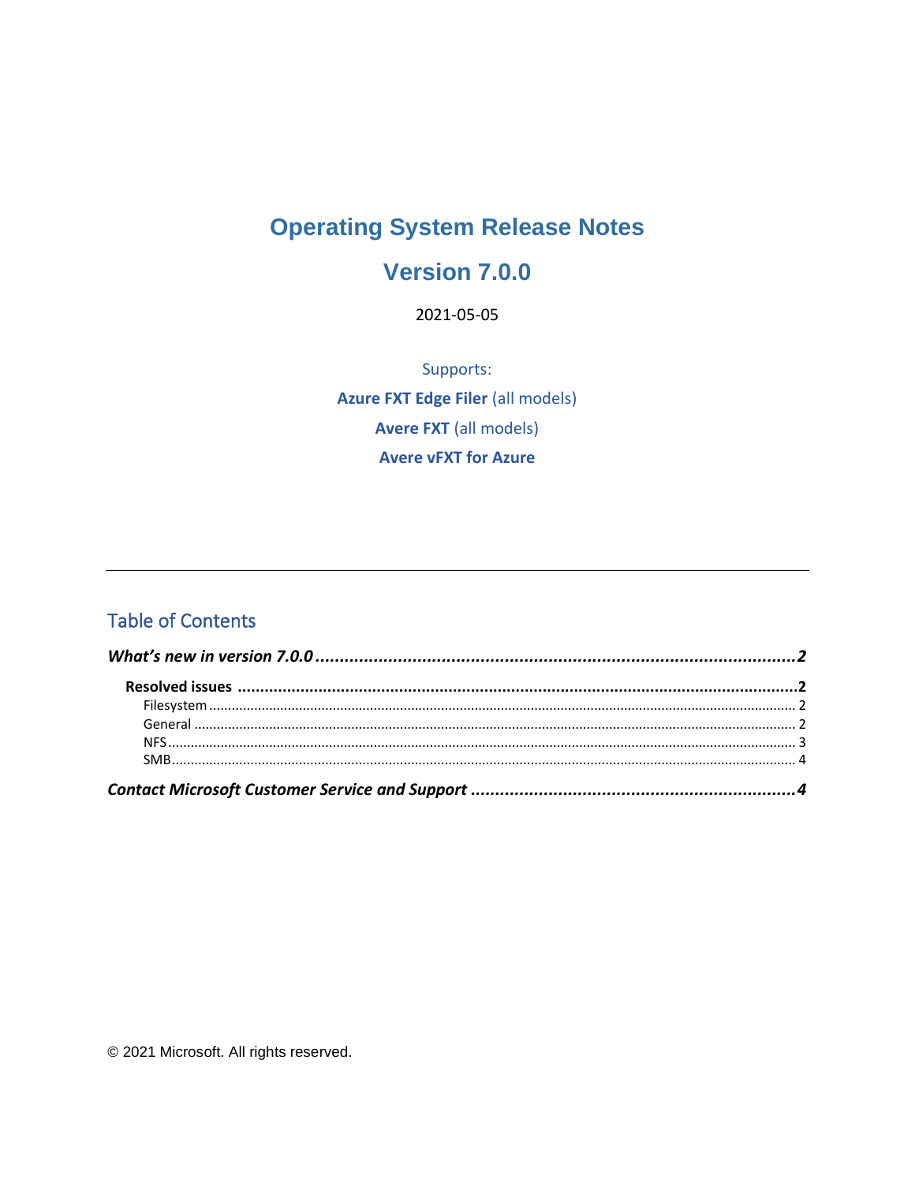# Operating System Release Notes

## Version 7.0.0

2021-05-05

Supports:

**Azure FXT Edge Filer** (all models)

**Avere FXT** (all models)

**Avere vFXT for Azure**

---

## Table of Contents

***What's new in version 7.0.0*** ........................................ **2**

**Resolved issues** ........................................ **2**

Filesystem ........................................ 2

General ........................................ 2

NFS ........................................ 3

SMB ........................................ 4

***Contact Microsoft Customer Service and Support*** ........................................ **4**

© 2021 Microsoft. All rights reserved.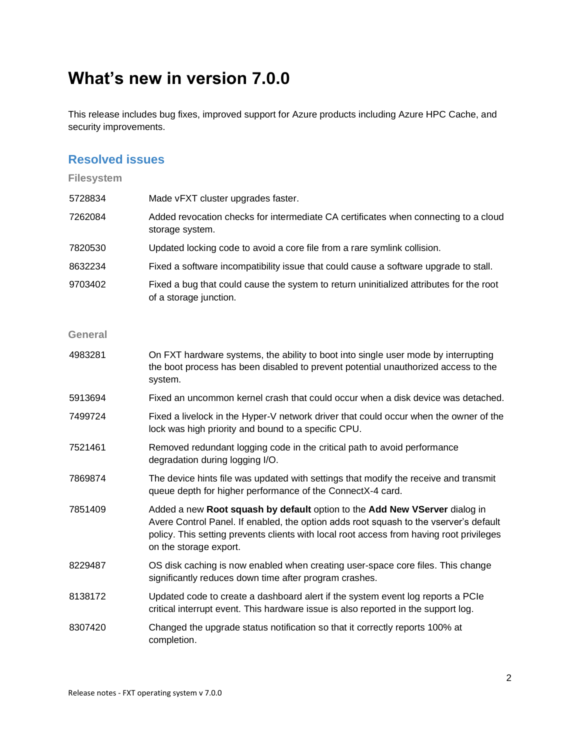# What's new in version 7.0.0

This release includes bug fixes, improved support for Azure products including Azure HPC Cache, and security improvements.

## Resolved issues

### Filesystem

| | |
|---|---|
| 5728834 | Made vFXT cluster upgrades faster. |
| 7262084 | Added revocation checks for intermediate CA certificates when connecting to a cloud storage system. |
| 7820530 | Updated locking code to avoid a core file from a rare symlink collision. |
| 8632234 | Fixed a software incompatibility issue that could cause a software upgrade to stall. |
| 9703402 | Fixed a bug that could cause the system to return uninitialized attributes for the root of a storage junction. |

### General

| | |
|---|---|
| 4983281 | On FXT hardware systems, the ability to boot into single user mode by interrupting the boot process has been disabled to prevent potential unauthorized access to the system. |
| 5913694 | Fixed an uncommon kernel crash that could occur when a disk device was detached. |
| 7499724 | Fixed a livelock in the Hyper-V network driver that could occur when the owner of the lock was high priority and bound to a specific CPU. |
| 7521461 | Removed redundant logging code in the critical path to avoid performance degradation during logging I/O. |
| 7869874 | The device hints file was updated with settings that modify the receive and transmit queue depth for higher performance of the ConnectX-4 card. |
| 7851409 | Added a new **Root squash by default** option to the **Add New VServer** dialog in Avere Control Panel. If enabled, the option adds root squash to the vserver's default policy. This setting prevents clients with local root access from having root privileges on the storage export. |
| 8229487 | OS disk caching is now enabled when creating user-space core files. This change significantly reduces down time after program crashes. |
| 8138172 | Updated code to create a dashboard alert if the system event log reports a PCIe critical interrupt event. This hardware issue is also reported in the support log. |
| 8307420 | Changed the upgrade status notification so that it correctly reports 100% at completion. |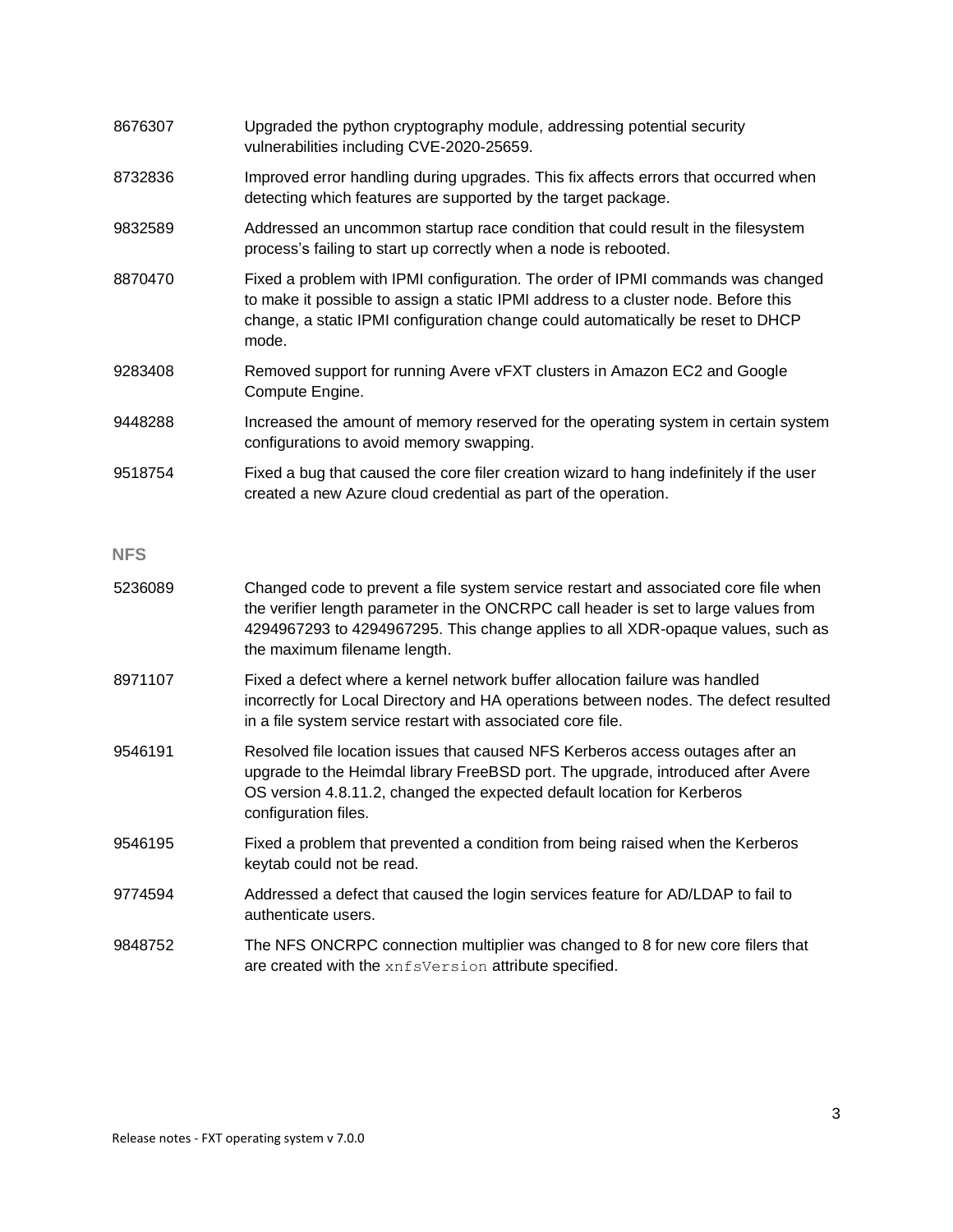| | |
|---|---|
| 8676307 | Upgraded the python cryptography module, addressing potential security vulnerabilities including CVE-2020-25659. |
| 8732836 | Improved error handling during upgrades. This fix affects errors that occurred when detecting which features are supported by the target package. |
| 9832589 | Addressed an uncommon startup race condition that could result in the filesystem process's failing to start up correctly when a node is rebooted. |
| 8870470 | Fixed a problem with IPMI configuration. The order of IPMI commands was changed to make it possible to assign a static IPMI address to a cluster node. Before this change, a static IPMI configuration change could automatically be reset to DHCP mode. |
| 9283408 | Removed support for running Avere vFXT clusters in Amazon EC2 and Google Compute Engine. |
| 9448288 | Increased the amount of memory reserved for the operating system in certain system configurations to avoid memory swapping. |
| 9518754 | Fixed a bug that caused the core filer creation wizard to hang indefinitely if the user created a new Azure cloud credential as part of the operation. |

### NFS

| | |
|---|---|
| 5236089 | Changed code to prevent a file system service restart and associated core file when the verifier length parameter in the ONCRPC call header is set to large values from 4294967293 to 4294967295. This change applies to all XDR-opaque values, such as the maximum filename length. |
| 8971107 | Fixed a defect where a kernel network buffer allocation failure was handled incorrectly for Local Directory and HA operations between nodes. The defect resulted in a file system service restart with associated core file. |
| 9546191 | Resolved file location issues that caused NFS Kerberos access outages after an upgrade to the Heimdal library FreeBSD port. The upgrade, introduced after Avere OS version 4.8.11.2, changed the expected default location for Kerberos configuration files. |
| 9546195 | Fixed a problem that prevented a condition from being raised when the Kerberos keytab could not be read. |
| 9774594 | Addressed a defect that caused the login services feature for AD/LDAP to fail to authenticate users. |
| 9848752 | The NFS ONCRPC connection multiplier was changed to 8 for new core filers that are created with the `xnfsVersion` attribute specified. |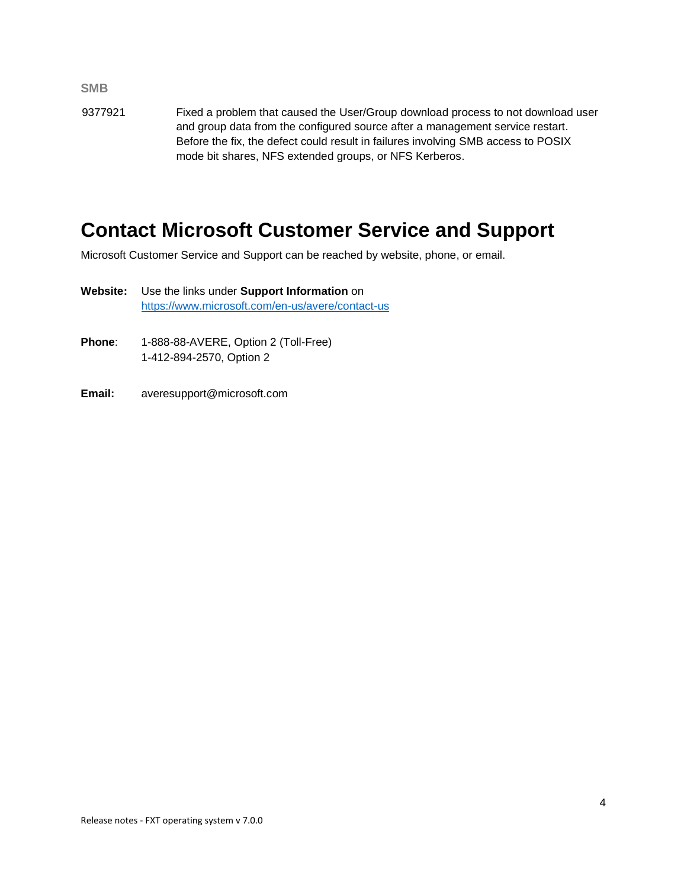### SMB

| | |
|---|---|
| 9377921 | Fixed a problem that caused the User/Group download process to not download user and group data from the configured source after a management service restart. Before the fix, the defect could result in failures involving SMB access to POSIX mode bit shares, NFS extended groups, or NFS Kerberos. |

# Contact Microsoft Customer Service and Support

Microsoft Customer Service and Support can be reached by website, phone, or email.

**Website:** Use the links under **Support Information** on [https://www.microsoft.com/en-us/avere/contact-us](https://www.microsoft.com/en-us/avere/contact-us)

**Phone**: 1-888-88-AVERE, Option 2 (Toll-Free)
1-412-894-2570, Option 2

**Email:** averesupport@microsoft.com